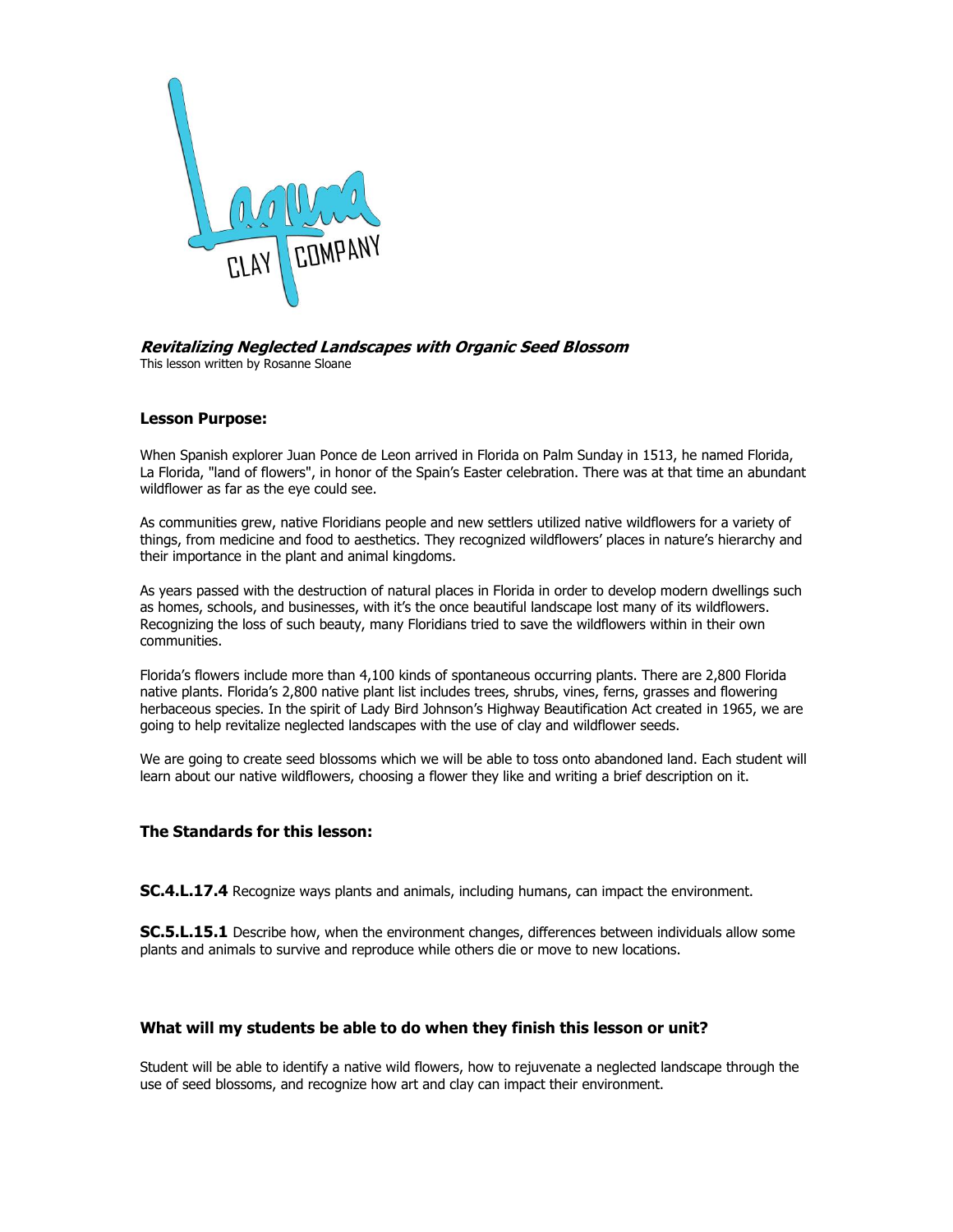Laguna CLAY COMPANY

***Revitalizing Neglected Landscapes with Organic Seed Blossom***

This lesson written by Rosanne Sloane

### Lesson Purpose:

When Spanish explorer Juan Ponce de Leon arrived in Florida on Palm Sunday in 1513, he named Florida, La Florida, "land of flowers", in honor of the Spain's Easter celebration. There was at that time an abundant wildflower as far as the eye could see.

As communities grew, native Floridians people and new settlers utilized native wildflowers for a variety of things, from medicine and food to aesthetics. They recognized wildflowers' places in nature's hierarchy and their importance in the plant and animal kingdoms.

As years passed with the destruction of natural places in Florida in order to develop modern dwellings such as homes, schools, and businesses, with it's the once beautiful landscape lost many of its wildflowers. Recognizing the loss of such beauty, many Floridians tried to save the wildflowers within in their own communities.

Florida's flowers include more than 4,100 kinds of spontaneous occurring plants. There are 2,800 Florida native plants. Florida's 2,800 native plant list includes trees, shrubs, vines, ferns, grasses and flowering herbaceous species. In the spirit of Lady Bird Johnson's Highway Beautification Act created in 1965, we are going to help revitalize neglected landscapes with the use of clay and wildflower seeds.

We are going to create seed blossoms which we will be able to toss onto abandoned land. Each student will learn about our native wildflowers, choosing a flower they like and writing a brief description on it.

### The Standards for this lesson:

**SC.4.L.17.4** Recognize ways plants and animals, including humans, can impact the environment.

**SC.5.L.15.1** Describe how, when the environment changes, differences between individuals allow some plants and animals to survive and reproduce while others die or move to new locations.

### What will my students be able to do when they finish this lesson or unit?

Student will be able to identify a native wild flowers, how to rejuvenate a neglected landscape through the use of seed blossoms, and recognize how art and clay can impact their environment.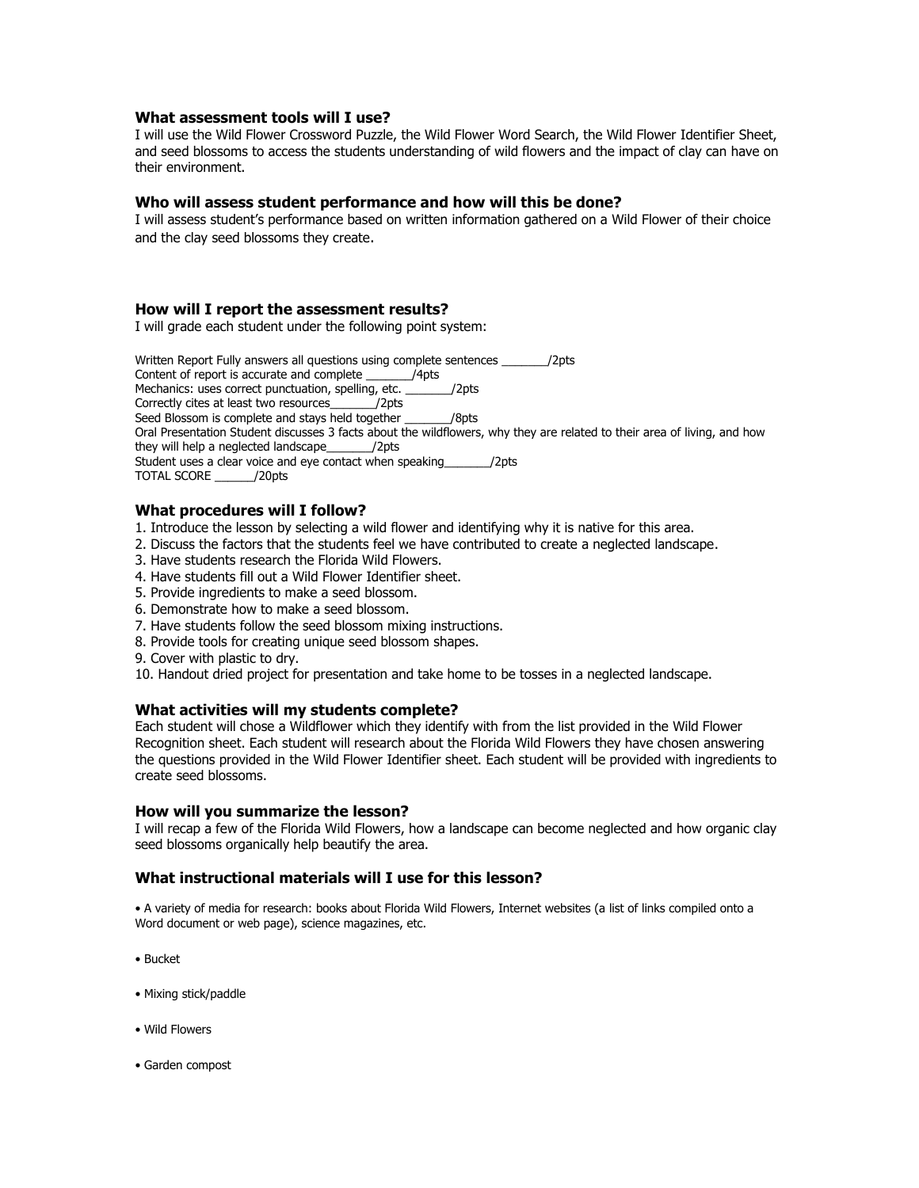### What assessment tools will I use?

I will use the Wild Flower Crossword Puzzle, the Wild Flower Word Search, the Wild Flower Identifier Sheet, and seed blossoms to access the students understanding of wild flowers and the impact of clay can have on their environment.

### Who will assess student performance and how will this be done?

I will assess student's performance based on written information gathered on a Wild Flower of their choice and the clay seed blossoms they create.

### How will I report the assessment results?

I will grade each student under the following point system:

Written Report Fully answers all questions using complete sentences _______/2pts
Content of report is accurate and complete _______/4pts
Mechanics: uses correct punctuation, spelling, etc. _______/2pts
Correctly cites at least two resources_______/2pts
Seed Blossom is complete and stays held together _______/8pts
Oral Presentation Student discusses 3 facts about the wildflowers, why they are related to their area of living, and how they will help a neglected landscape_______/2pts
Student uses a clear voice and eye contact when speaking_______/2pts
TOTAL SCORE ______/20pts

### What procedures will I follow?

1. Introduce the lesson by selecting a wild flower and identifying why it is native for this area.
2. Discuss the factors that the students feel we have contributed to create a neglected landscape.
3. Have students research the Florida Wild Flowers.
4. Have students fill out a Wild Flower Identifier sheet.
5. Provide ingredients to make a seed blossom.
6. Demonstrate how to make a seed blossom.
7. Have students follow the seed blossom mixing instructions.
8. Provide tools for creating unique seed blossom shapes.
9. Cover with plastic to dry.
10. Handout dried project for presentation and take home to be tosses in a neglected landscape.

### What activities will my students complete?

Each student will chose a Wildflower which they identify with from the list provided in the Wild Flower Recognition sheet. Each student will research about the Florida Wild Flowers they have chosen answering the questions provided in the Wild Flower Identifier sheet. Each student will be provided with ingredients to create seed blossoms.

### How will you summarize the lesson?

I will recap a few of the Florida Wild Flowers, how a landscape can become neglected and how organic clay seed blossoms organically help beautify the area.

### What instructional materials will I use for this lesson?

- A variety of media for research: books about Florida Wild Flowers, Internet websites (a list of links compiled onto a Word document or web page), science magazines, etc.
- Bucket
- Mixing stick/paddle
- Wild Flowers
- Garden compost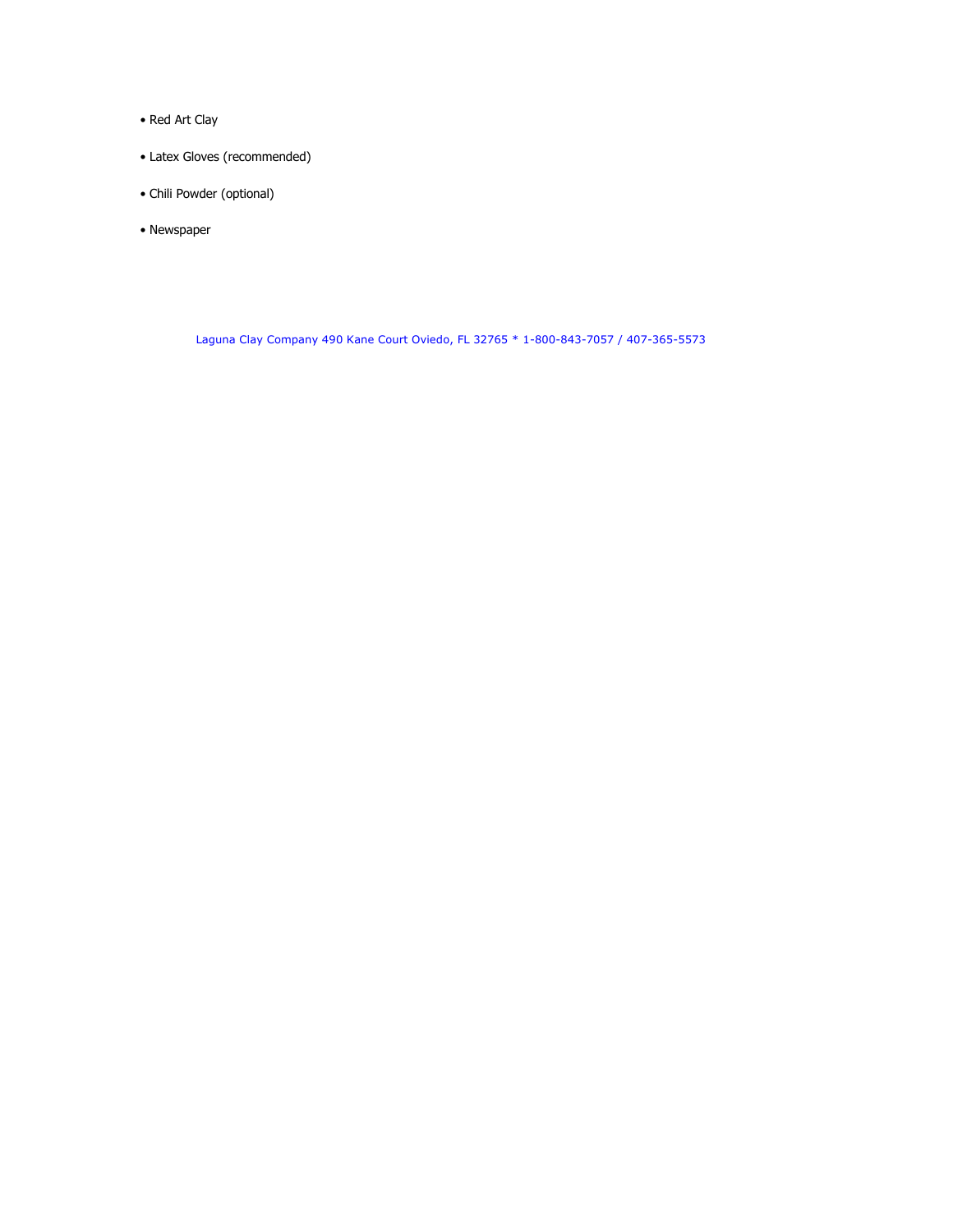- Red Art Clay
- Latex Gloves (recommended)
- Chili Powder (optional)
- Newspaper

Laguna Clay Company 490 Kane Court Oviedo, FL 32765 * 1-800-843-7057 / 407-365-5573